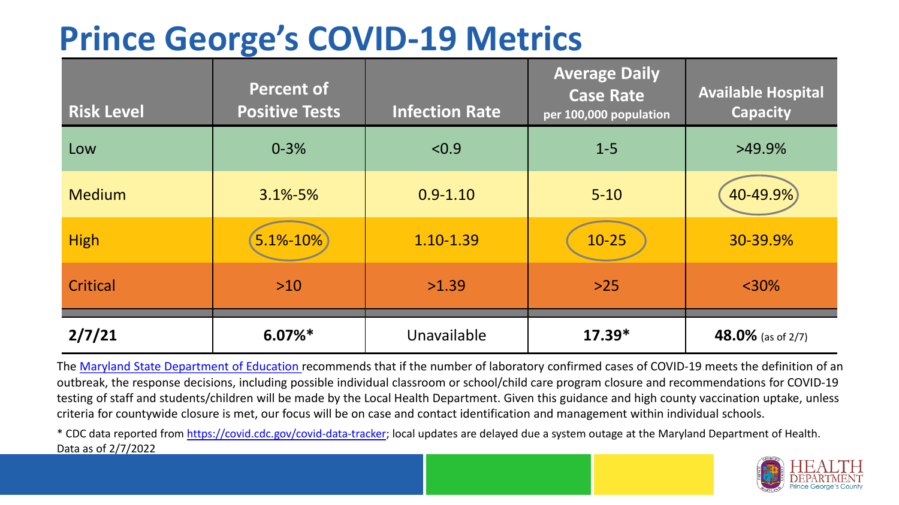# Prince George's COVID-19 Metrics

| Risk Level | Percent of Positive Tests | Infection Rate | Average Daily Case Rate per 100,000 population | Available Hospital Capacity |
|---|---|---|---|---|
| Low | 0-3% | <0.9 | 1-5 | >49.9% |
| Medium | 3.1%-5% | 0.9-1.10 | 5-10 | 40-49.9% |
| High | 5.1%-10% | 1.10-1.39 | 10-25 | 30-39.9% |
| Critical | >10 | >1.39 | >25 | <30% |
| **2/7/21** | **6.07%*** | Unavailable | **17.39*** | **48.0%** (as of 2/7) |

The Maryland State Department of Education recommends that if the number of laboratory confirmed cases of COVID-19 meets the definition of an outbreak, the response decisions, including possible individual classroom or school/child care program closure and recommendations for COVID-19 testing of staff and students/children will be made by the Local Health Department. Given this guidance and high county vaccination uptake, unless criteria for countywide closure is met, our focus will be on case and contact identification and management within individual schools.

* CDC data reported from https://covid.cdc.gov/covid-data-tracker; local updates are delayed due a system outage at the Maryland Department of Health. Data as of 2/7/2022

HEALTH DEPARTMENT Prince George's County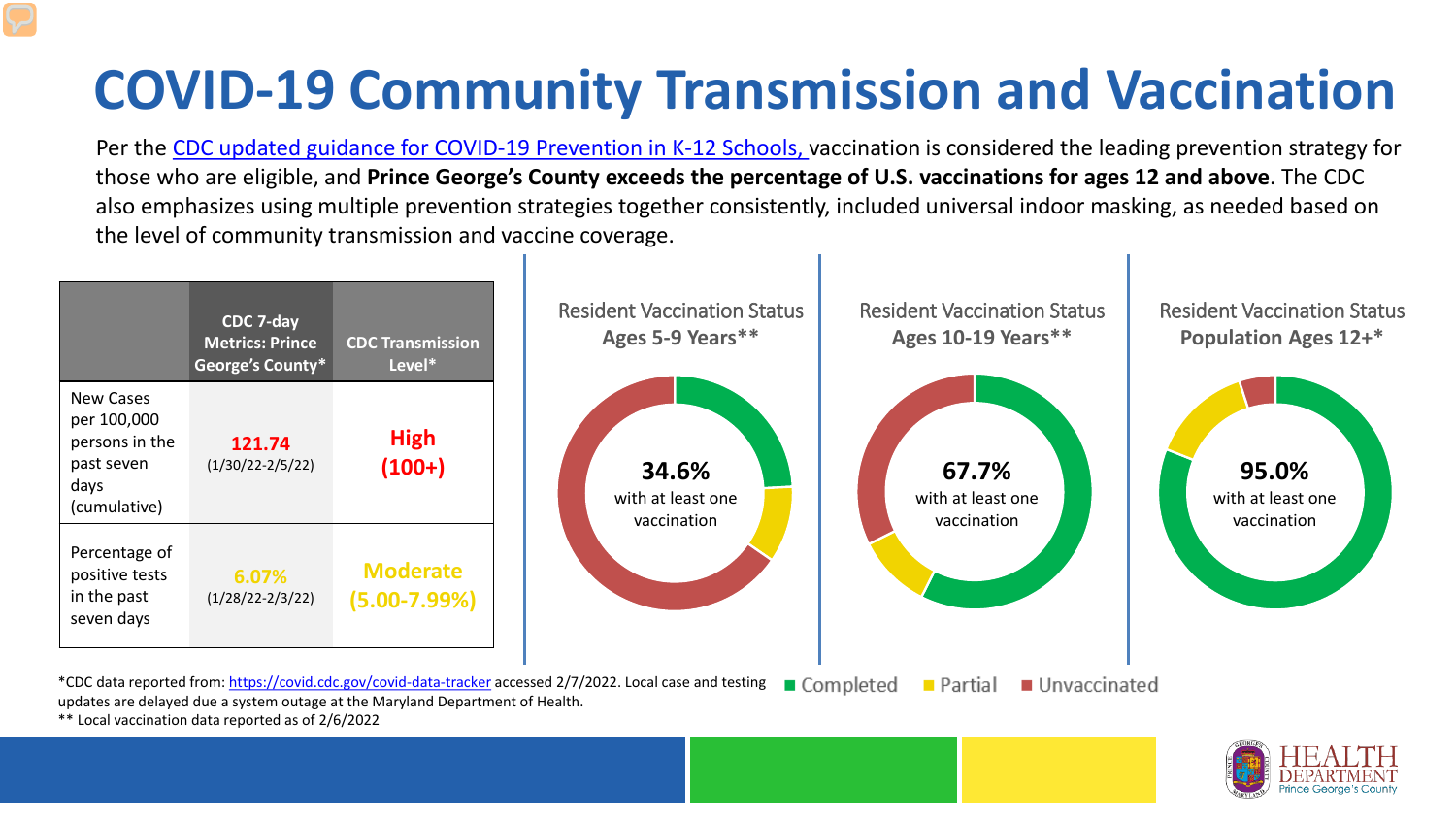# COVID-19 Community Transmission and Vaccination

Per the CDC updated guidance for COVID-19 Prevention in K-12 Schools, vaccination is considered the leading prevention strategy for those who are eligible, and **Prince George's County exceeds the percentage of U.S. vaccinations for ages 12 and above**. The CDC also emphasizes using multiple prevention strategies together consistently, included universal indoor masking, as needed based on the level of community transmission and vaccine coverage.

| | CDC 7-day Metrics: Prince George's County* | CDC Transmission Level* |
|---|---|---|
| New Cases per 100,000 persons in the past seven days (cumulative) | **121.74** (1/30/22-2/5/22) | **High (100+)** |
| Percentage of positive tests in the past seven days | **6.07%** (1/28/22-2/3/22) | **Moderate (5.00-7.99%)** |

Resident Vaccination Status Ages 5-9 Years**

**34.6%** with at least one vaccination

Resident Vaccination Status Ages 10-19 Years**

**67.7%** with at least one vaccination

Resident Vaccination Status **Population Ages 12+***

**95.0%** with at least one vaccination

■ Completed ■ Partial ■ Unvaccinated

*CDC data reported from: https://covid.cdc.gov/covid-data-tracker accessed 2/7/2022. Local case and testing updates are delayed due a system outage at the Maryland Department of Health.

** Local vaccination data reported as of 2/6/2022

HEALTH DEPARTMENT Prince George's County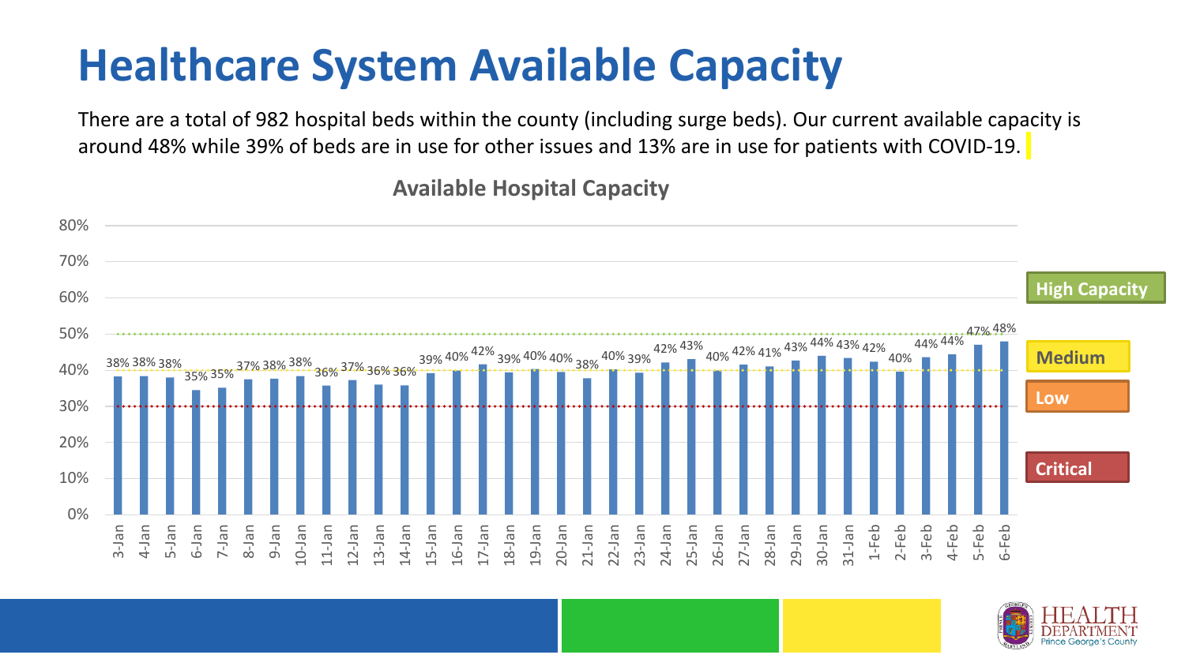# Healthcare System Available Capacity

There are a total of 982 hospital beds within the county (including surge beds). Our current available capacity is around 48% while 39% of beds are in use for other issues and 13% are in use for patients with COVID-19.

**Available Hospital Capacity**

80%
70%
60%
50%
40%
30%
20%
10%
0%

38% 38% 38% 35% 35% 37% 38% 38% 36% 37% 36% 36% 39% 40% 42% 39% 40% 40% 38% 40% 39% 42% 43% 40% 42% 41% 43% 44% 43% 42% 40% 44% 44% 47% 48%

3-Jan 4-Jan 5-Jan 6-Jan 7-Jan 8-Jan 9-Jan 10-Jan 11-Jan 12-Jan 13-Jan 14-Jan 15-Jan 16-Jan 17-Jan 18-Jan 19-Jan 20-Jan 21-Jan 22-Jan 23-Jan 24-Jan 25-Jan 26-Jan 27-Jan 28-Jan 29-Jan 30-Jan 31-Jan 1-Feb 2-Feb 3-Feb 4-Feb 5-Feb 6-Feb

High Capacity

Medium

Low

Critical

HEALTH DEPARTMENT Prince George's County